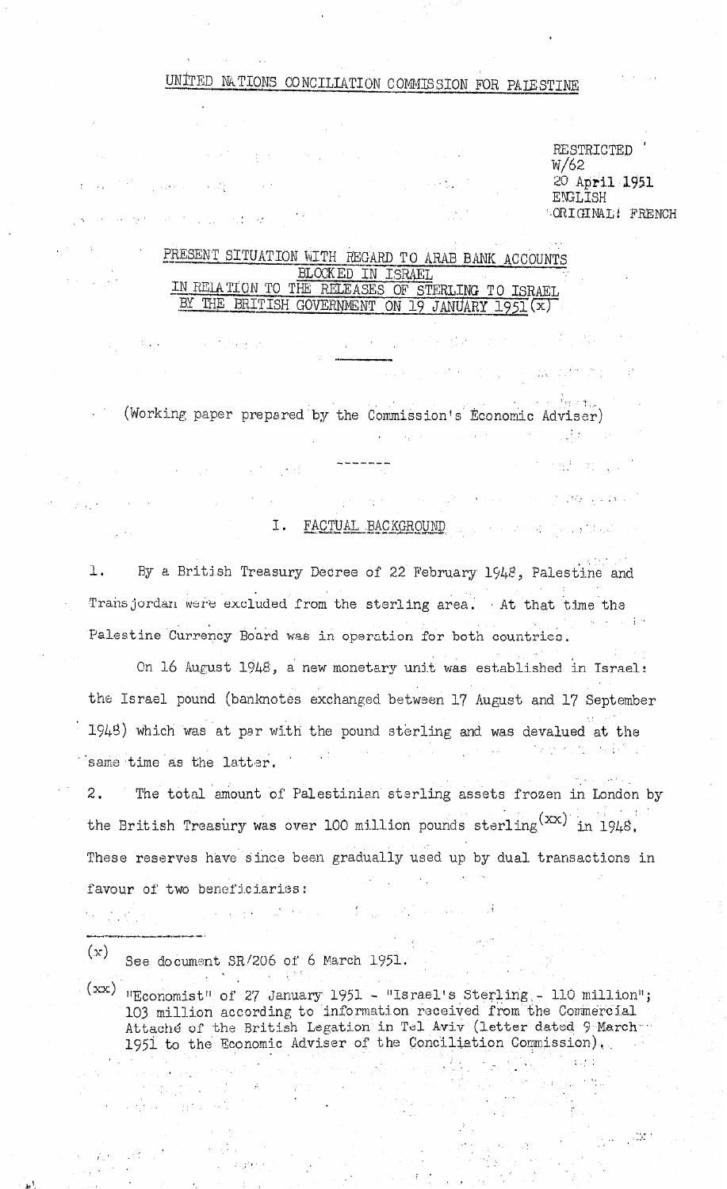UNITED NATIONS CONCILIATION COMMISSION FOR PALESTINE

RESTRICTED
W/62
20 April 1951
ENGLISH
ORIGINAL: FRENCH

# PRESENT SITUATION WITH REGARD TO ARAB BANK ACCOUNTS BLOCKED IN ISRAEL IN RELATION TO THE RELEASES OF STERLING TO ISRAEL BY THE BRITISH GOVERNMENT ON 19 JANUARY 1951 (x)

(Working paper prepared by the Commission's Economic Adviser)

---

## I. FACTUAL BACKGROUND

1. By a British Treasury Decree of 22 February 1948, Palestine and Transjordan were excluded from the sterling area. At that time the Palestine Currency Board was in operation for both countries.

On 16 August 1948, a new monetary unit was established in Israel: the Israel pound (banknotes exchanged between 17 August and 17 September 1948) which was at par with the pound sterling and was devalued at the same time as the latter.

2. The total amount of Palestinian sterling assets frozen in London by the British Treasury was over 100 million pounds sterling (xx) in 1948. These reserves have since been gradually used up by dual transactions in favour of two beneficiaries:

---

(x) See document SR/206 of 6 March 1951.

(xx) "Economist" of 27 January 1951 - "Israel's Sterling - 110 million"; 103 million according to information received from the Commercial Attaché of the British Legation in Tel Aviv (letter dated 9 March 1951 to the Economic Adviser of the Conciliation Commission).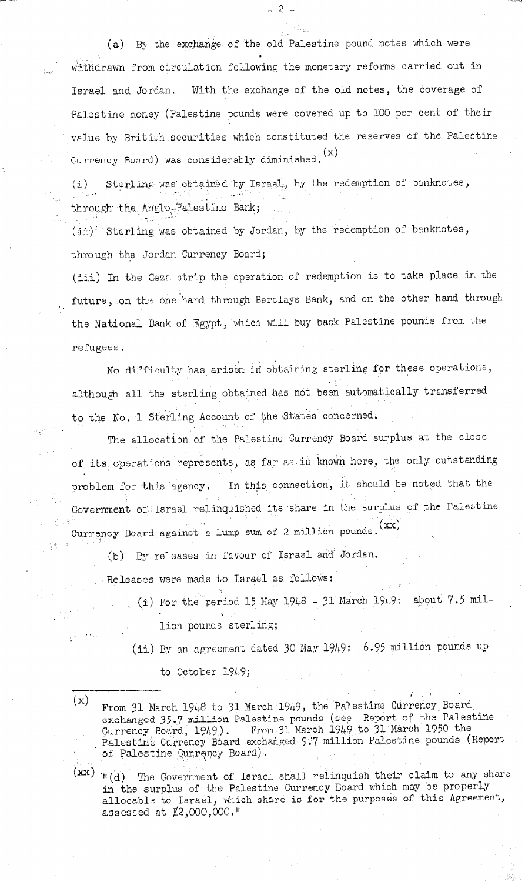(a) By the exchange of the old Palestine pound notes which were withdrawn from circulation following the monetary reforms carried out in Israel and Jordan. With the exchange of the old notes, the coverage of Palestine money (Palestine pounds were covered up to 100 per cent of their value by British securities which constituted the reserves of the Palestine Currency Board) was considerably diminished.(x)

(i) Sterling was obtained by Israel, by the redemption of banknotes, through the Anglo-Palestine Bank;

(ii) Sterling was obtained by Jordan, by the redemption of banknotes, through the Jordan Currency Board;

(iii) In the Gaza strip the operation of redemption is to take place in the future, on the one hand through Barclays Bank, and on the other hand through the National Bank of Egypt, which will buy back Palestine pounds from the refugees.

No difficulty has arisen in obtaining sterling for these operations, although all the sterling obtained has not been automatically transferred to the No. 1 Sterling Account of the States concerned.

The allocation of the Palestine Currency Board surplus at the close of its operations represents, as far as is known here, the only outstanding problem for this agency. In this connection, it should be noted that the Government of Israel relinquished its share in the surplus of the Palestine Currency Board against a lump sum of 2 million pounds.(xx)

(b) By releases in favour of Israel and Jordan.

Releases were made to Israel as follows:

(i) For the period 15 May 1948 - 31 March 1949: about 7.5 million pounds sterling;

(ii) By an agreement dated 30 May 1949: 6.95 million pounds up to October 1949;

---

(x) From 31 March 1948 to 31 March 1949, the Palestine Currency Board exchanged 35.7 million Palestine pounds (see Report of the Palestine Currency Board, 1949). From 31 March 1949 to 31 March 1950 the Palestine Currency Board exchanged 9.7 million Palestine pounds (Report of Palestine Currency Board).

(xx) "(d) The Government of Israel shall relinquish their claim to any share in the surplus of the Palestine Currency Board which may be properly allocable to Israel, which share is for the purposes of this Agreement, assessed at £2,000,000."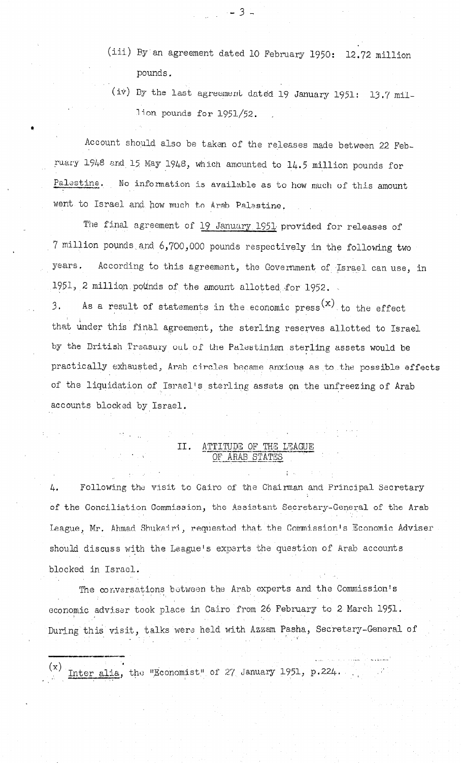(iii) By an agreement dated 10 February 1950: 12.72 million pounds.

(iv) By the last agreement dated 19 January 1951: 13.7 million pounds for 1951/52.

Account should also be taken of the releases made between 22 February 1948 and 15 May 1948, which amounted to 14.5 million pounds for Palestine. No information is available as to how much of this amount went to Israel and how much to Arab Palestine.

The final agreement of 19 January 1951 provided for releases of 7 million pounds and 6,700,000 pounds respectively in the following two years. According to this agreement, the Government of Israel can use, in 1951, 2 million pounds of the amount allotted for 1952.

3. As a result of statements in the economic press[(x)] to the effect that under this final agreement, the sterling reserves allotted to Israel by the British Treasury out of the Palestinian sterling assets would be practically exhausted, Arab circles became anxious as to the possible effects of the liquidation of Israel's sterling assets on the unfreezing of Arab accounts blocked by Israel.

## II. ATTITUDE OF THE LEAGUE OF ARAB STATES

4. Following the visit to Cairo of the Chairman and Principal Secretary of the Conciliation Commission, the Assistant Secretary-General of the Arab League, Mr. Ahmad Shukairi, requested that the Commission's Economic Adviser should discuss with the League's experts the question of Arab accounts blocked in Israel.

The conversations between the Arab experts and the Commission's economic adviser took place in Cairo from 26 February to 2 March 1951. During this visit, talks were held with Azzam Pasha, Secretary-General of

---

(x) *Inter alia*, the "Economist" of 27 January 1951, p.224.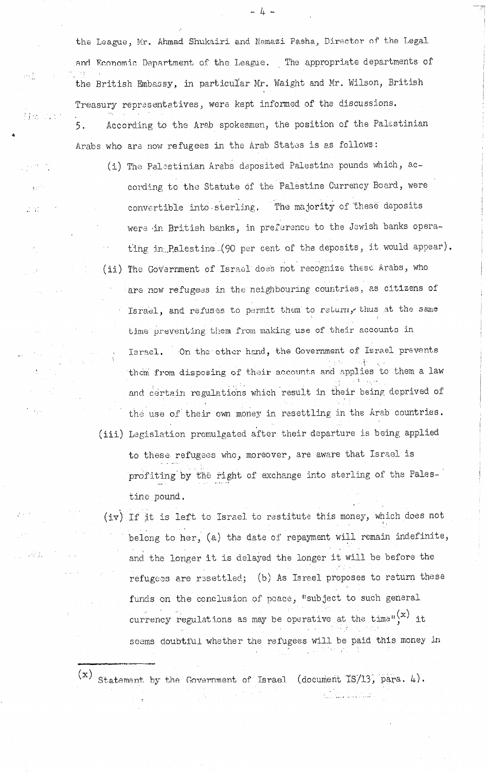the League, Mr. Ahmad Shukairi and Namazi Pasha, Director of the Legal and Economic Department of the League. The appropriate departments of the British Embassy, in particular Mr. Waight and Mr. Wilson, British Treasury representatives, were kept informed of the discussions.

5. According to the Arab spokesmen, the position of the Palestinian Arabs who are now refugees in the Arab States is as follows:

(i) The Palestinian Arabs deposited Palestine pounds which, according to the Statute of the Palestine Currency Board, were convertible into sterling. The majority of these deposits were in British banks, in preference to the Jewish banks operating in Palestine (90 per cent of the deposits, it would appear).

(ii) The Government of Israel does not recognize these Arabs, who are now refugees in the neighbouring countries, as citizens of Israel, and refuses to permit them to return, thus at the same time preventing them from making use of their accounts in Israel. On the other hand, the Government of Israel prevents them from disposing of their accounts and applies to them a law and certain regulations which result in their being deprived of the use of their own money in resettling in the Arab countries.

(iii) Legislation promulgated after their departure is being applied to these refugees who, moreover, are aware that Israel is profiting by the right of exchange into sterling of the Palestine pound.

(iv) If it is left to Israel to restitute this money, which does not belong to her, (a) the date of repayment will remain indefinite, and the longer it is delayed the longer it will be before the refugees are resettled; (b) As Israel proposes to return these funds on the conclusion of peace, "subject to such general currency regulations as may be operative at the time",[x] it seems doubtful whether the refugees will be paid this money in

---

[x] Statement by the Government of Israel (document IS/13, para. 4).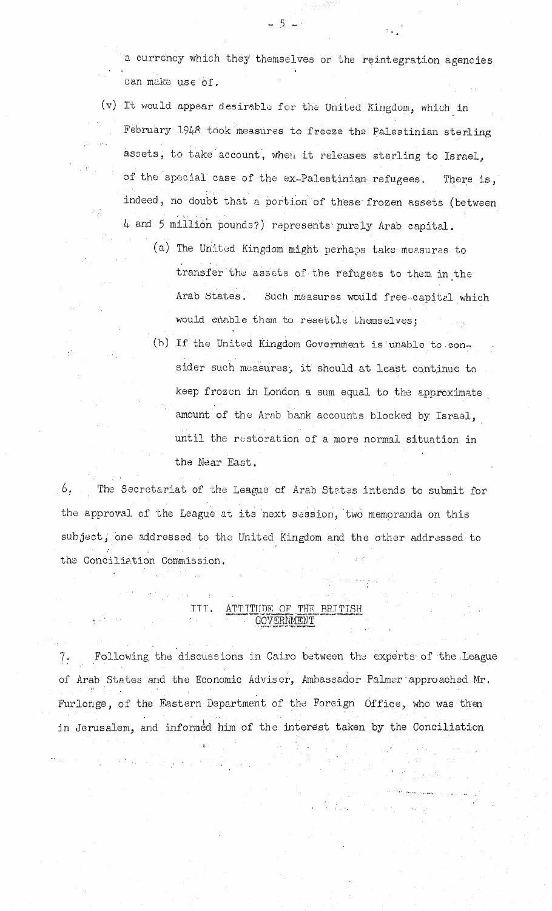a currency which they themselves or the reintegration agencies can make use of.

(v) It would appear desirable for the United Kingdom, which in February 1948 took measures to freeze the Palestinian sterling assets, to take account, when it releases sterling to Israel, of the special case of the ex-Palestinian refugees. There is, indeed, no doubt that a portion of these frozen assets (between 4 and 5 million pounds?) represents purely Arab capital.

   (a) The United Kingdom might perhaps take measures to transfer the assets of the refugees to them in the Arab States. Such measures would free capital which would enable them to resettle themselves;

   (b) If the United Kingdom Government is unable to consider such measures, it should at least continue to keep frozen in London a sum equal to the approximate amount of the Arab bank accounts blocked by Israel, until the restoration of a more normal situation in the Near East.

6. The Secretariat of the League of Arab States intends to submit for the approval of the League at its next session, two memoranda on this subject, one addressed to the United Kingdom and the other addressed to the Conciliation Commission.

## III. ATTITUDE OF THE BRITISH GOVERNMENT

7. Following the discussions in Cairo between the experts of the League of Arab States and the Economic Adviser, Ambassador Palmer approached Mr. Furlonge, of the Eastern Department of the Foreign Office, who was then in Jerusalem, and informed him of the interest taken by the Conciliation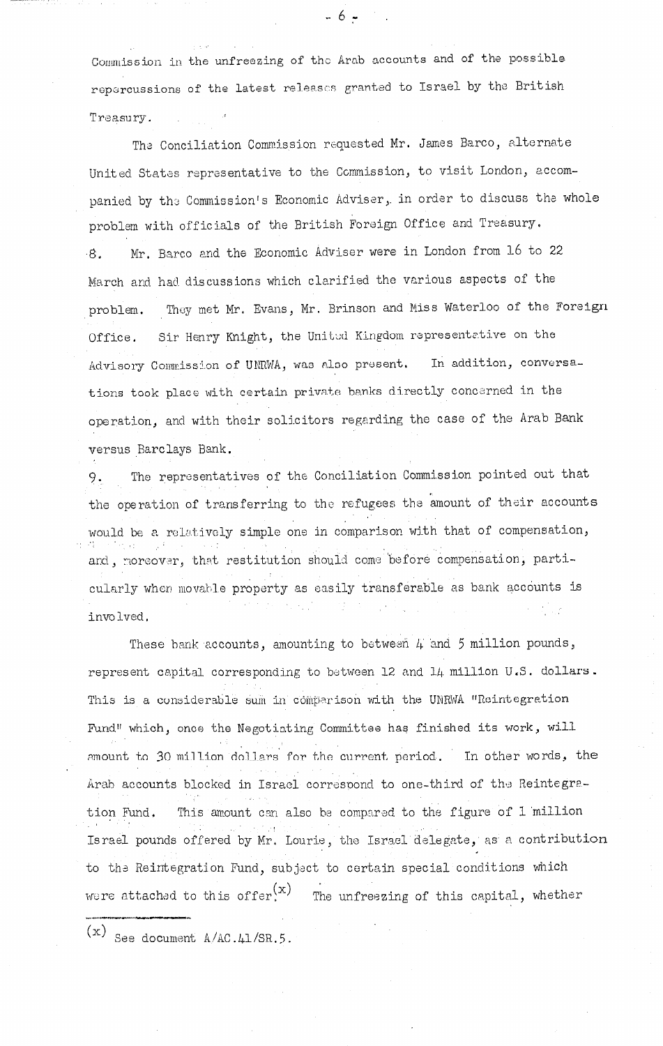Commission in the unfreezing of the Arab accounts and of the possible repercussions of the latest releases granted to Israel by the British Treasury.

The Conciliation Commission requested Mr. James Barco, alternate United States representative to the Commission, to visit London, accompanied by the Commission's Economic Adviser, in order to discuss the whole problem with officials of the British Foreign Office and Treasury.

8. Mr. Barco and the Economic Adviser were in London from 16 to 22 March and had discussions which clarified the various aspects of the problem. They met Mr. Evans, Mr. Brinson and Miss Waterloo of the Foreign Office. Sir Henry Knight, the United Kingdom representative on the Advisory Commission of UNRWA, was also present. In addition, conversations took place with certain private banks directly concerned in the operation, and with their solicitors regarding the case of the Arab Bank versus Barclays Bank.

9. The representatives of the Conciliation Commission pointed out that the operation of transferring to the refugees the amount of their accounts would be a relatively simple one in comparison with that of compensation, and, moreover, that restitution should come before compensation, particularly when movable property as easily transferable as bank accounts is involved.

These bank accounts, amounting to between 4 and 5 million pounds, represent capital corresponding to between 12 and 14 million U.S. dollars. This is a considerable sum in comparison with the UNRWA "Reintegration Fund" which, once the Negotiating Committee has finished its work, will amount to 30 million dollars for the current period. In other words, the Arab accounts blocked in Israel correspond to one-third of the Reintegration Fund. This amount can also be compared to the figure of 1 million Israel pounds offered by Mr. Lourie, the Israel delegate, as a contribution to the Reintegration Fund, subject to certain special conditions which were attached to this offer.[x] The unfreezing of this capital, whether

(x) See document A/AC.41/SR.5.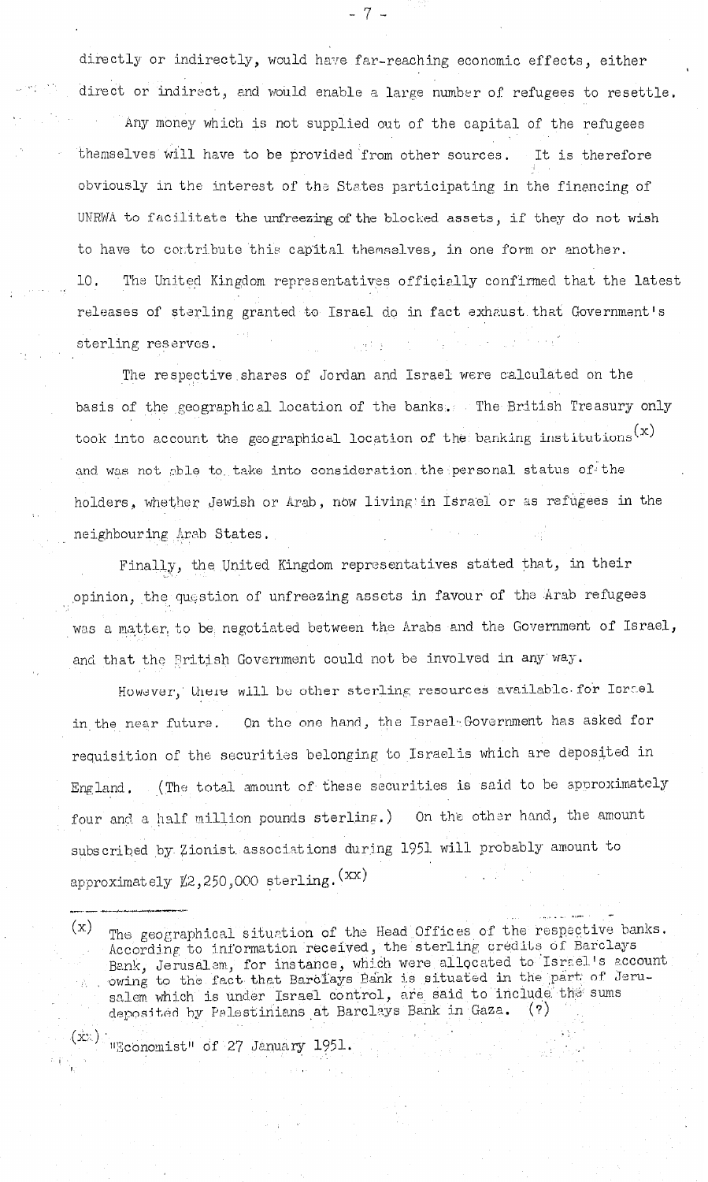directly or indirectly, would have far-reaching economic effects, either direct or indirect, and would enable a large number of refugees to resettle.

Any money which is not supplied out of the capital of the refugees themselves will have to be provided from other sources. It is therefore obviously in the interest of the States participating in the financing of UNRWA to facilitate the unfreezing of the blocked assets, if they do not wish to have to contribute this capital themselves, in one form or another.

10. The United Kingdom representatives officially confirmed that the latest releases of sterling granted to Israel do in fact exhaust that Government's sterling reserves.

The respective shares of Jordan and Israel were calculated on the basis of the geographical location of the banks. The British Treasury only took into account the geographical location of the banking institutions (x) and was not able to take into consideration the personal status of the holders, whether Jewish or Arab, now living in Israel or as refugees in the neighbouring Arab States.

Finally, the United Kingdom representatives stated that, in their opinion, the question of unfreezing assets in favour of the Arab refugees was a matter to be negotiated between the Arabs and the Government of Israel, and that the British Government could not be involved in any way.

However, there will be other sterling resources available for Israel in the near future. On the one hand, the Israel Government has asked for requisition of the securities belonging to Israelis which are deposited in England. (The total amount of these securities is said to be approximately four and a half million pounds sterling.) On the other hand, the amount subscribed by Zionist associations during 1951 will probably amount to approximately £2,250,000 sterling. (xx)

---

(x) The geographical situation of the Head Offices of the respective banks. According to information received, the sterling credits of Barclays Bank, Jerusalem, for instance, which were allocated to Israel's account owing to the fact that Barclays Bank is situated in the part of Jerusalem which is under Israel control, are said to include the sums deposited by Palestinians at Barclays Bank in Gaza. (?)

(xx) "Economist" of 27 January 1951.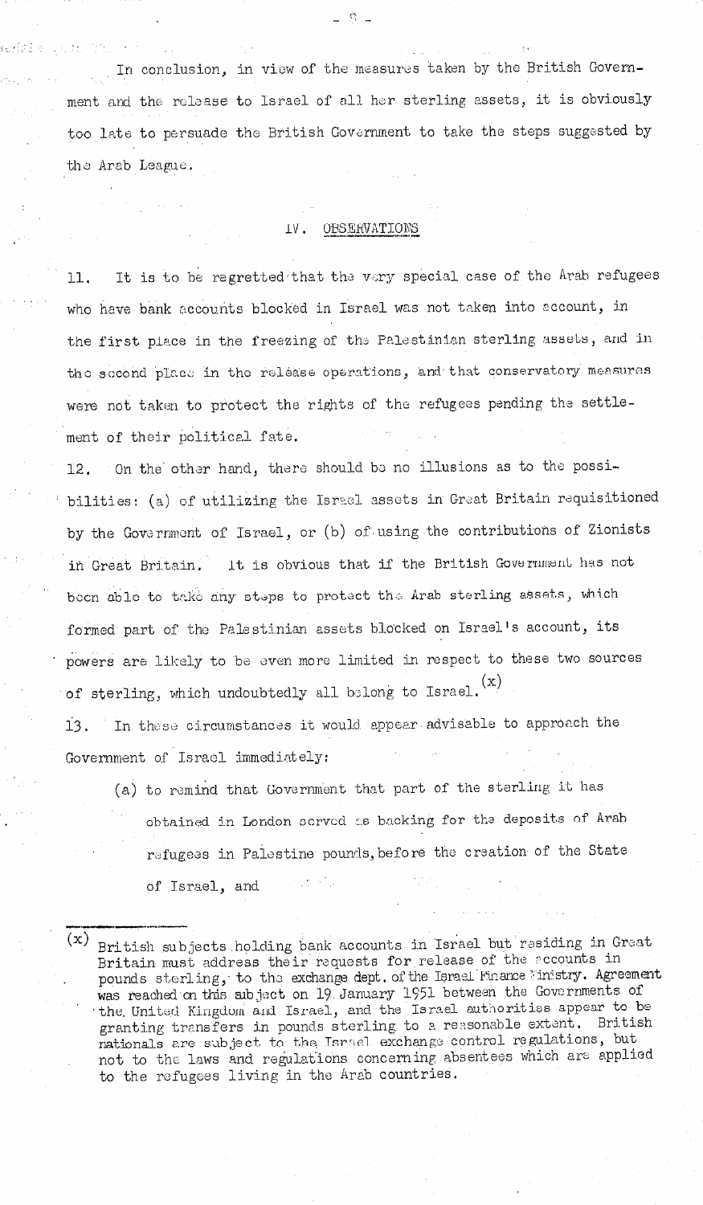In conclusion, in view of the measures taken by the British Government and the release to Israel of all her sterling assets, it is obviously too late to persuade the British Government to take the steps suggested by the Arab League.

## IV. OBSERVATIONS

11. It is to be regretted that the very special case of the Arab refugees who have bank accounts blocked in Israel was not taken into account, in the first place in the freezing of the Palestinian sterling assets, and in the second place in the release operations, and that conservatory measures were not taken to protect the rights of the refugees pending the settlement of their political fate.

12. On the other hand, there should be no illusions as to the possibilities: (a) of utilizing the Israel assets in Great Britain requisitioned by the Government of Israel, or (b) of using the contributions of Zionists in Great Britain. It is obvious that if the British Government has not been able to take any steps to protect the Arab sterling assets, which formed part of the Palestinian assets blocked on Israel's account, its powers are likely to be even more limited in respect to these two sources of sterling, which undoubtedly all belong to Israel.[x]

13. In these circumstances it would appear advisable to approach the Government of Israel immediately:

(a) to remind that Government that part of the sterling it has obtained in London served as backing for the deposits of Arab refugees in Palestine pounds, before the creation of the State of Israel, and

---

[x] British subjects holding bank accounts in Israel but residing in Great Britain must address their requests for release of the accounts in pounds sterling, to the exchange dept. of the Israel Finance Ministry. Agreement was reached on this subject on 19 January 1951 between the Governments of the United Kingdom and Israel, and the Israel authorities appear to be granting transfers in pounds sterling to a reasonable extent. British nationals are subject to the Israel exchange control regulations, but not to the laws and regulations concerning absentees which are applied to the refugees living in the Arab countries.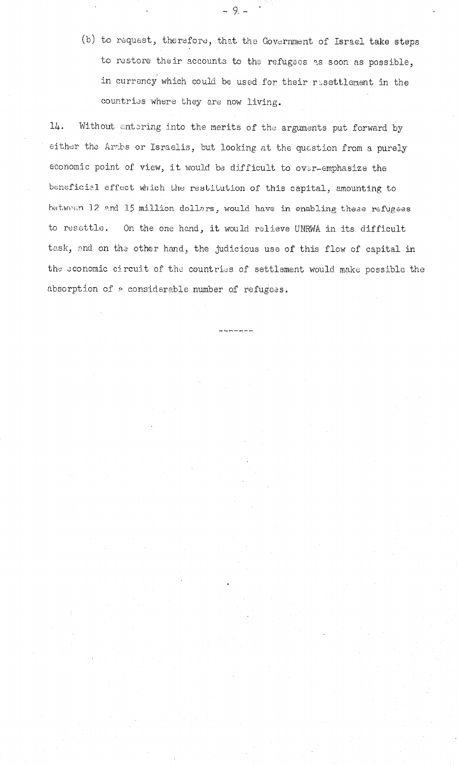(b) to request, therefore, that the Government of Israel take steps to restore their accounts to the refugees as soon as possible, in currency which could be used for their resettlement in the countries where they are now living.

14. Without entering into the merits of the arguments put forward by either the Arabs or Israelis, but looking at the question from a purely economic point of view, it would be difficult to over-emphasize the beneficial effect which the restitution of this capital, amounting to between 12 and 15 million dollars, would have in enabling these refugees to resettle. On the one hand, it would relieve UNRWA in its difficult task, and on the other hand, the judicious use of this flow of capital in the economic circuit of the countries of settlement would make possible the absorption of a considerable number of refugees.

-------